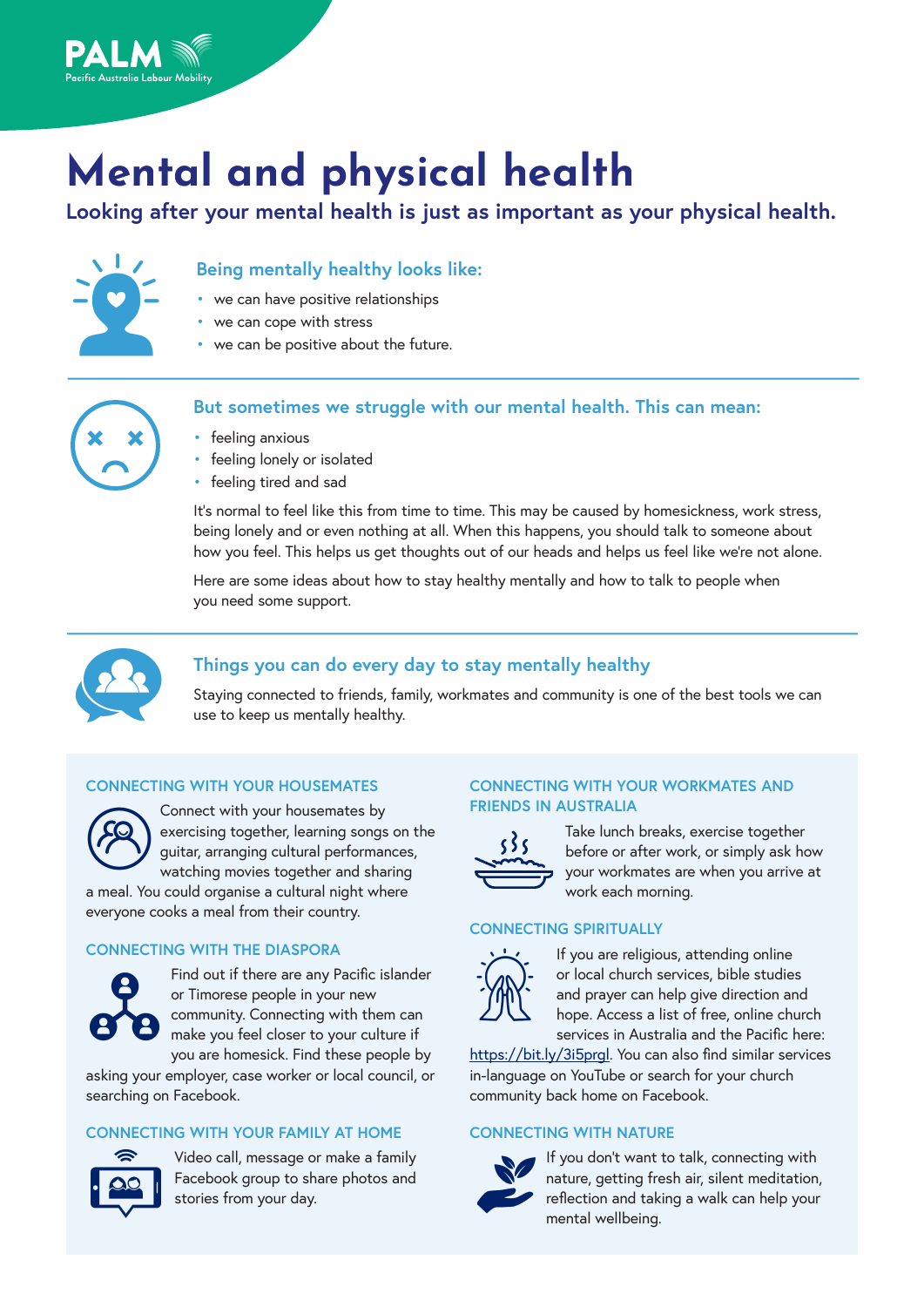PALM
Pacific Australia Labour Mobility

# Mental and physical health

**Looking after your mental health is just as important as your physical health.**

### Being mentally healthy looks like:

- we can have positive relationships
- we can cope with stress
- we can be positive about the future.

### But sometimes we struggle with our mental health. This can mean:

- feeling anxious
- feeling lonely or isolated
- feeling tired and sad

It's normal to feel like this from time to time. This may be caused by homesickness, work stress, being lonely and or even nothing at all. When this happens, you should talk to someone about how you feel. This helps us get thoughts out of our heads and helps us feel like we're not alone.

Here are some ideas about how to stay healthy mentally and how to talk to people when you need some support.

### Things you can do every day to stay mentally healthy

Staying connected to friends, family, workmates and community is one of the best tools we can use to keep us mentally healthy.

#### CONNECTING WITH YOUR HOUSEMATES

Connect with your housemates by exercising together, learning songs on the guitar, arranging cultural performances, watching movies together and sharing a meal. You could organise a cultural night where everyone cooks a meal from their country.

#### CONNECTING WITH THE DIASPORA

Find out if there are any Pacific islander or Timorese people in your new community. Connecting with them can make you feel closer to your culture if you are homesick. Find these people by asking your employer, case worker or local council, or searching on Facebook.

#### CONNECTING WITH YOUR FAMILY AT HOME

Video call, message or make a family Facebook group to share photos and stories from your day.

#### CONNECTING WITH YOUR WORKMATES AND FRIENDS IN AUSTRALIA

Take lunch breaks, exercise together before or after work, or simply ask how your workmates are when you arrive at work each morning.

#### CONNECTING SPIRITUALLY

If you are religious, attending online or local church services, bible studies and prayer can help give direction and hope. Access a list of free, online church services in Australia and the Pacific here: https://bit.ly/3i5prgl. You can also find similar services in-language on YouTube or search for your church community back home on Facebook.

#### CONNECTING WITH NATURE

If you don't want to talk, connecting with nature, getting fresh air, silent meditation, reflection and taking a walk can help your mental wellbeing.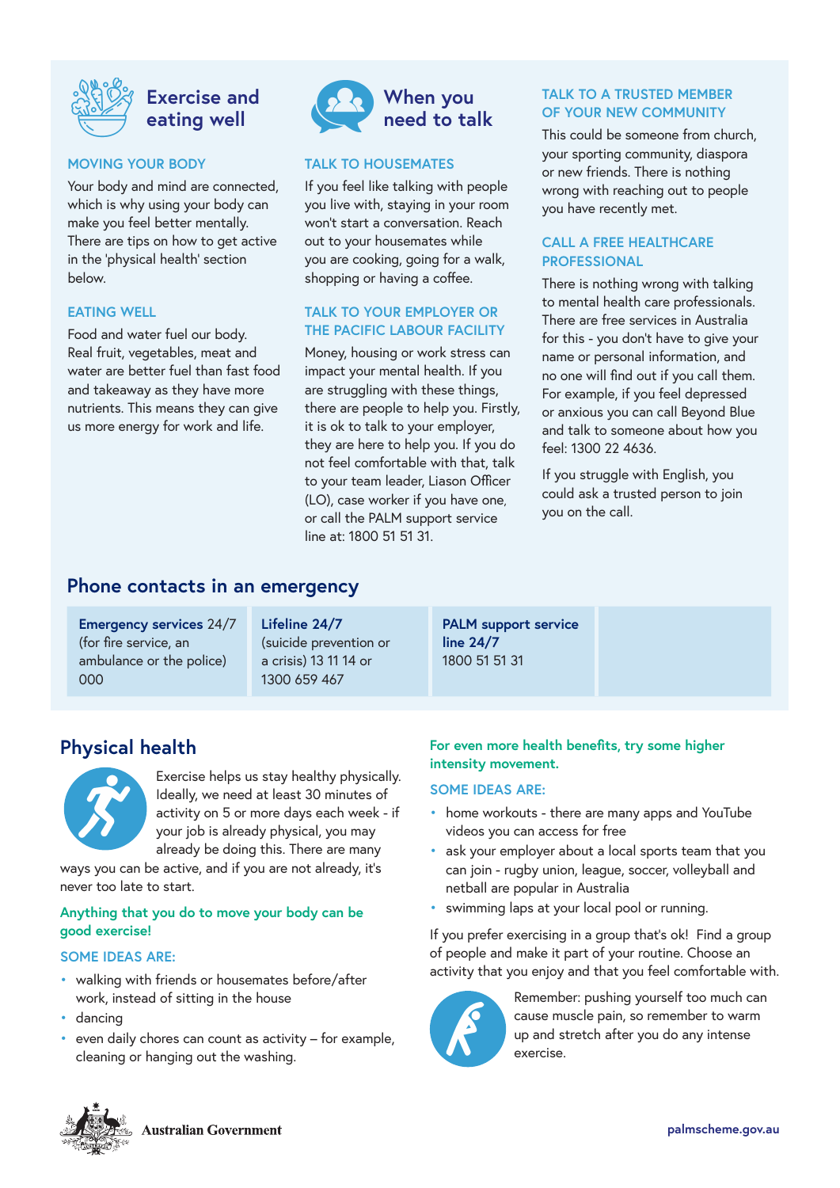## Exercise and eating well

### MOVING YOUR BODY

Your body and mind are connected, which is why using your body can make you feel better mentally. There are tips on how to get active in the 'physical health' section below.

### EATING WELL

Food and water fuel our body. Real fruit, vegetables, meat and water are better fuel than fast food and takeaway as they have more nutrients. This means they can give us more energy for work and life.

## When you need to talk

### TALK TO HOUSEMATES

If you feel like talking with people you live with, staying in your room won't start a conversation. Reach out to your housemates while you are cooking, going for a walk, shopping or having a coffee.

### TALK TO YOUR EMPLOYER OR THE PACIFIC LABOUR FACILITY

Money, housing or work stress can impact your mental health. If you are struggling with these things, there are people to help you. Firstly, it is ok to talk to your employer, they are here to help you. If you do not feel comfortable with that, talk to your team leader, Liason Officer (LO), case worker if you have one, or call the PALM support service line at: 1800 51 51 31.

### TALK TO A TRUSTED MEMBER OF YOUR NEW COMMUNITY

This could be someone from church, your sporting community, diaspora or new friends. There is nothing wrong with reaching out to people you have recently met.

### CALL A FREE HEALTHCARE PROFESSIONAL

There is nothing wrong with talking to mental health care professionals. There are free services in Australia for this - you don't have to give your name or personal information, and no one will find out if you call them. For example, if you feel depressed or anxious you can call Beyond Blue and talk to someone about how you feel: 1300 22 4636.

If you struggle with English, you could ask a trusted person to join you on the call.

## Phone contacts in an emergency

| | | |
|---|---|---|
| **Emergency services** 24/7 (for fire service, an ambulance or the police) 000 | **Lifeline 24/7** (suicide prevention or a crisis) 13 11 14 or 1300 659 467 | **PALM support service line 24/7** 1800 51 51 31 |

## Physical health

Exercise helps us stay healthy physically. Ideally, we need at least 30 minutes of activity on 5 or more days each week - if your job is already physical, you may already be doing this. There are many ways you can be active, and if you are not already, it's never too late to start.

**Anything that you do to move your body can be good exercise!**

### SOME IDEAS ARE:

- walking with friends or housemates before/after work, instead of sitting in the house
- dancing
- even daily chores can count as activity – for example, cleaning or hanging out the washing.

**For even more health benefits, try some higher intensity movement.**

### SOME IDEAS ARE:

- home workouts - there are many apps and YouTube videos you can access for free
- ask your employer about a local sports team that you can join - rugby union, league, soccer, volleyball and netball are popular in Australia
- swimming laps at your local pool or running.

If you prefer exercising in a group that's ok! Find a group of people and make it part of your routine. Choose an activity that you enjoy and that you feel comfortable with.

Remember: pushing yourself too much can cause muscle pain, so remember to warm up and stretch after you do any intense exercise.

Australian Government

palmscheme.gov.au